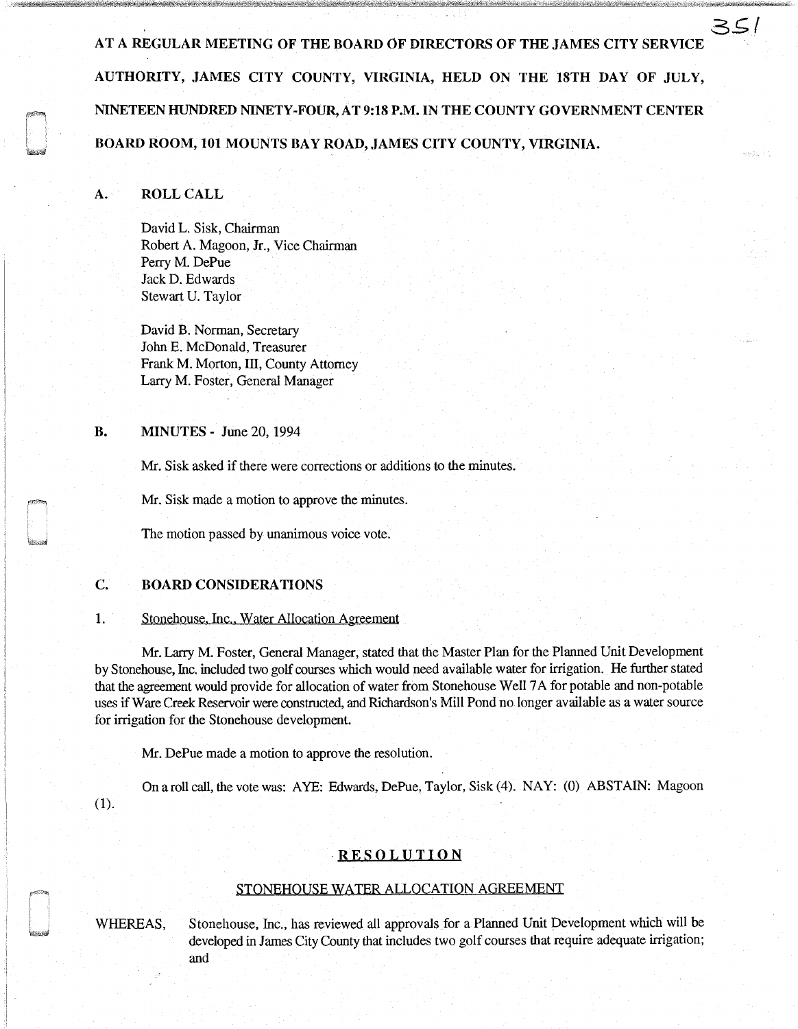**AT A REGULAR MEETING OF THE BOARD OF DIRECTORS OF THE JAMES CITY SERVICE AUTHORITY, JAMES CITY COUNTY, VIRGINIA, HELD ON THE 18TH DAY OF JULY, NINETEEN HUNDRED NINETY-FOUR, AT 9:18 P.M. IN THE COUNTY GOVERNMENT CENTER BOARD ROOM, 101 MOUNTS BAY ROAD, JAMES CITY COUNTY, VIRGINIA.**

## A. ROLL CALL

David L. Sisk, Chairman
Robert A. Magoon, Jr., Vice Chairman
Perry M. DePue
Jack D. Edwards
Stewart U. Taylor

David B. Norman, Secretary
John E. McDonald, Treasurer
Frank M. Morton, III, County Attorney
Larry M. Foster, General Manager

## B. MINUTES - June 20, 1994

Mr. Sisk asked if there were corrections or additions to the minutes.

Mr. Sisk made a motion to approve the minutes.

The motion passed by unanimous voice vote.

## C. BOARD CONSIDERATIONS

1. Stonehouse, Inc., Water Allocation Agreement

Mr. Larry M. Foster, General Manager, stated that the Master Plan for the Planned Unit Development by Stonehouse, Inc. included two golf courses which would need available water for irrigation. He further stated that the agreement would provide for allocation of water from Stonehouse Well 7A for potable and non-potable uses if Ware Creek Reservoir were constructed, and Richardson's Mill Pond no longer available as a water source for irrigation for the Stonehouse development.

Mr. DePue made a motion to approve the resolution.

On a roll call, the vote was: AYE: Edwards, DePue, Taylor, Sisk (4). NAY: (0) ABSTAIN: Magoon (1).

**RESOLUTION**

STONEHOUSE WATER ALLOCATION AGREEMENT

WHEREAS, Stonehouse, Inc., has reviewed all approvals for a Planned Unit Development which will be developed in James City County that includes two golf courses that require adequate irrigation; and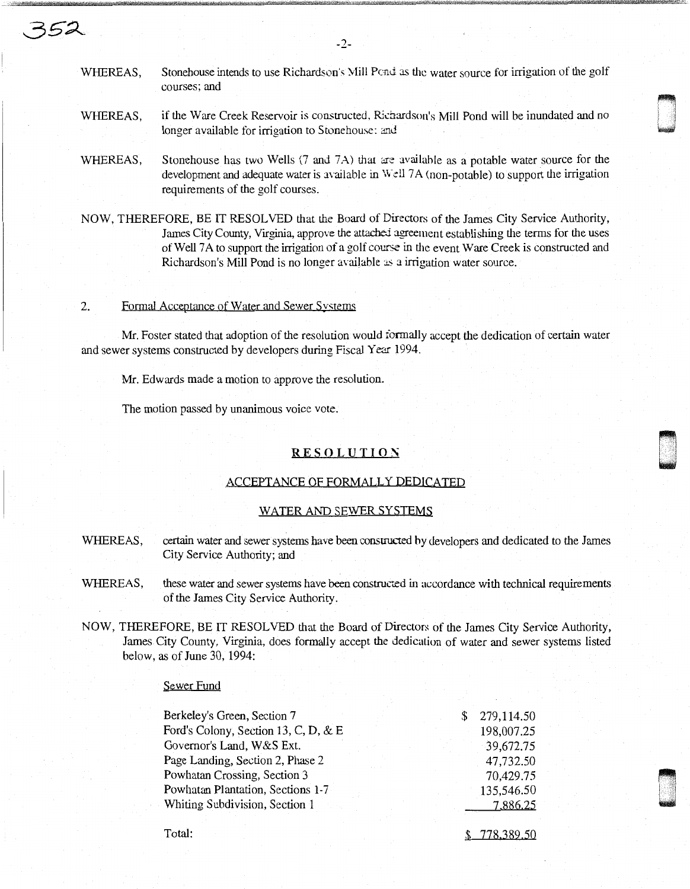WHEREAS, Stonehouse intends to use Richardson's Mill Pond as the water source for irrigation of the golf courses; and

WHEREAS, if the Ware Creek Reservoir is constructed, Richardson's Mill Pond will be inundated and no longer available for irrigation to Stonehouse: and

WHEREAS, Stonehouse has two Wells (7 and 7A) that are available as a potable water source for the development and adequate water is available in Well 7A (non-potable) to support the irrigation requirements of the golf courses.

NOW, THEREFORE, BE IT RESOLVED that the Board of Directors of the James City Service Authority, James City County, Virginia, approve the attached agreement establishing the terms for the uses of Well 7A to support the irrigation of a golf course in the event Ware Creek is constructed and Richardson's Mill Pond is no longer available as a irrigation water source.

2. Formal Acceptance of Water and Sewer Systems

Mr. Foster stated that adoption of the resolution would formally accept the dedication of certain water and sewer systems constructed by developers during Fiscal Year 1994.

Mr. Edwards made a motion to approve the resolution.

The motion passed by unanimous voice vote.

## RESOLUTION

### ACCEPTANCE OF FORMALLY DEDICATED

### WATER AND SEWER SYSTEMS

WHEREAS, certain water and sewer systems have been constructed by developers and dedicated to the James City Service Authority; and

WHEREAS, these water and sewer systems have been constructed in accordance with technical requirements of the James City Service Authority.

NOW, THEREFORE, BE IT RESOLVED that the Board of Directors of the James City Service Authority, James City County, Virginia, does formally accept the dedication of water and sewer systems listed below, as of June 30, 1994:

Sewer Fund

| | |
|---|---|
| Berkeley's Green, Section 7 | $ 279,114.50 |
| Ford's Colony, Section 13, C, D, & E | 198,007.25 |
| Governor's Land, W&S Ext. | 39,672.75 |
| Page Landing, Section 2, Phase 2 | 47,732.50 |
| Powhatan Crossing, Section 3 | 70,429.75 |
| Powhatan Plantation, Sections 1-7 | 135,546.50 |
| Whiting Subdivision, Section 1 | 7,886.25 |
| Total: | $ 778,389.50 |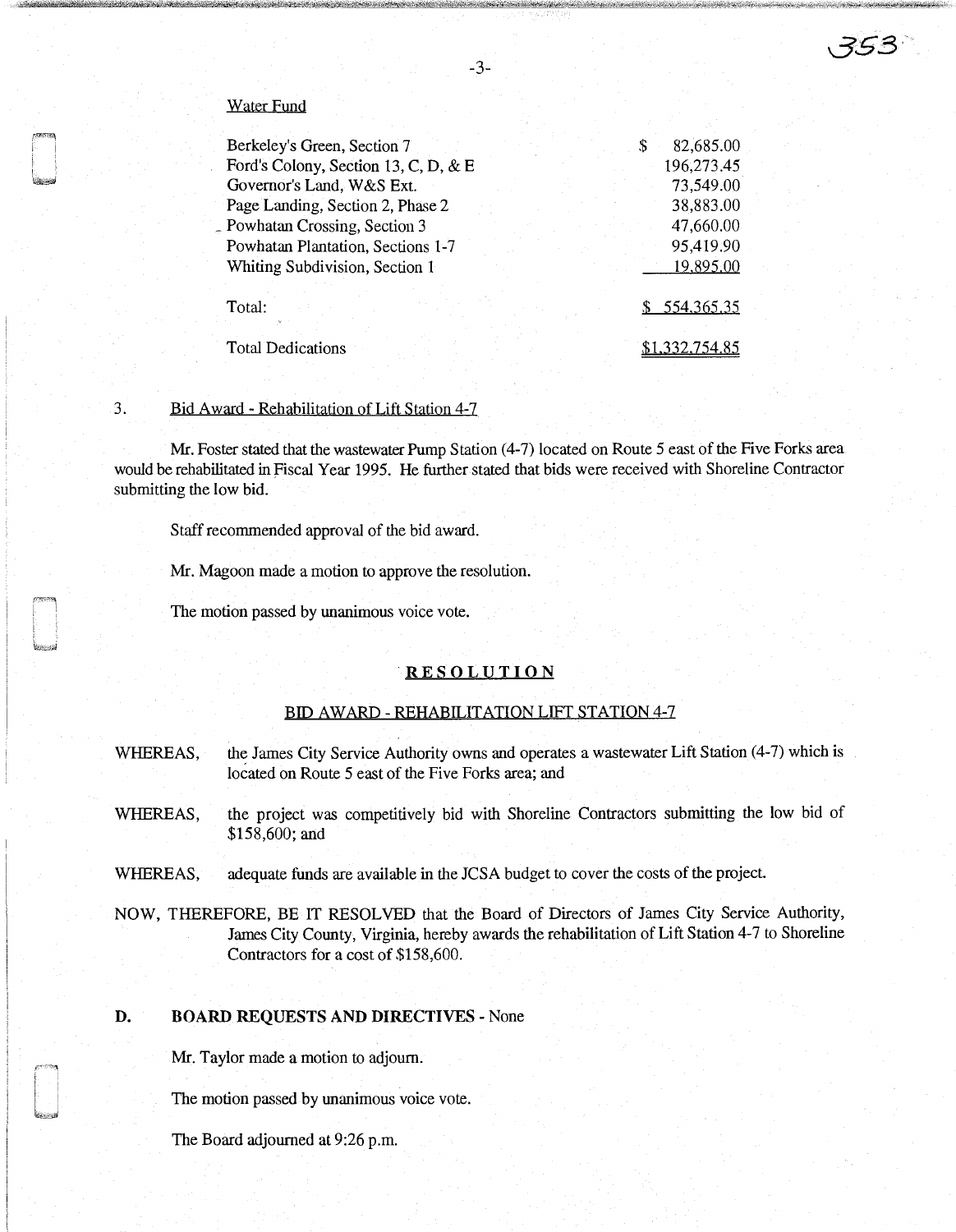Water Fund

| | |
|---|---|
| Berkeley's Green, Section 7 | $ 82,685.00 |
| Ford's Colony, Section 13, C, D, & E | 196,273.45 |
| Governor's Land, W&S Ext. | 73,549.00 |
| Page Landing, Section 2, Phase 2 | 38,883.00 |
| Powhatan Crossing, Section 3 | 47,660.00 |
| Powhatan Plantation, Sections 1-7 | 95,419.90 |
| Whiting Subdivision, Section 1 | 19,895.00 |
| Total: | $ 554,365.35 |
| Total Dedications | $1,332,754.85 |

3. Bid Award - Rehabilitation of Lift Station 4-7

Mr. Foster stated that the wastewater Pump Station (4-7) located on Route 5 east of the Five Forks area would be rehabilitated in Fiscal Year 1995. He further stated that bids were received with Shoreline Contractor submitting the low bid.

Staff recommended approval of the bid award.

Mr. Magoon made a motion to approve the resolution.

The motion passed by unanimous voice vote.

**RESOLUTION**

BID AWARD - REHABILITATION LIFT STATION 4-7

WHEREAS, the James City Service Authority owns and operates a wastewater Lift Station (4-7) which is located on Route 5 east of the Five Forks area; and

WHEREAS, the project was competitively bid with Shoreline Contractors submitting the low bid of $158,600; and

WHEREAS, adequate funds are available in the JCSA budget to cover the costs of the project.

NOW, THEREFORE, BE IT RESOLVED that the Board of Directors of James City Service Authority, James City County, Virginia, hereby awards the rehabilitation of Lift Station 4-7 to Shoreline Contractors for a cost of $158,600.

**D. BOARD REQUESTS AND DIRECTIVES** - None

Mr. Taylor made a motion to adjourn.

The motion passed by unanimous voice vote.

The Board adjourned at 9:26 p.m.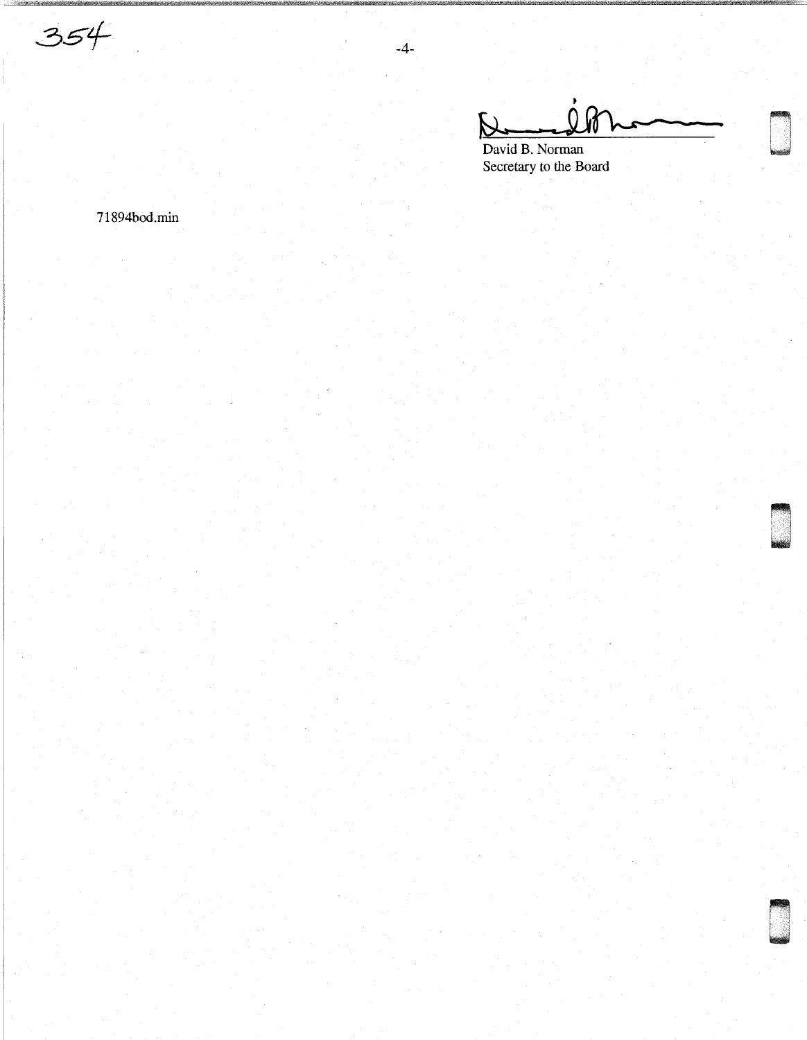David B. Norman
Secretary to the Board

71894bod.min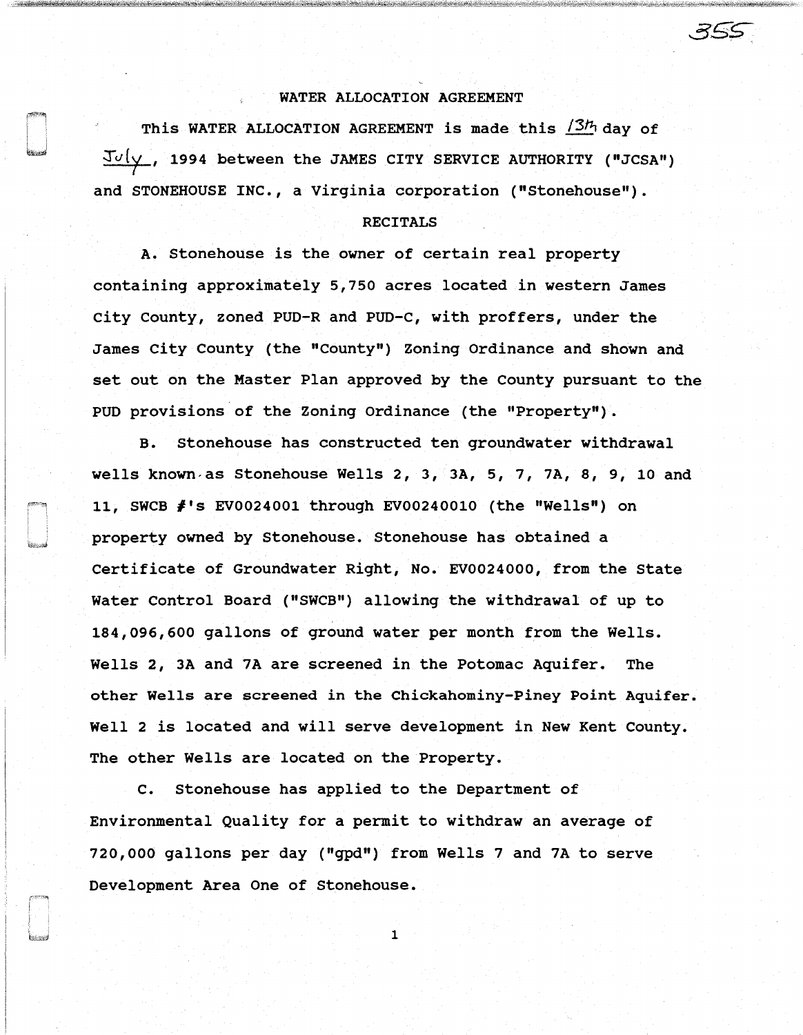## WATER ALLOCATION AGREEMENT

This WATER ALLOCATION AGREEMENT is made this 13th day of July, 1994 between the JAMES CITY SERVICE AUTHORITY ("JCSA") and STONEHOUSE INC., a Virginia corporation ("Stonehouse").

### RECITALS

A. Stonehouse is the owner of certain real property containing approximately 5,750 acres located in western James City County, zoned PUD-R and PUD-C, with proffers, under the James City County (the "County") Zoning Ordinance and shown and set out on the Master Plan approved by the County pursuant to the PUD provisions of the Zoning Ordinance (the "Property").

B. Stonehouse has constructed ten groundwater withdrawal wells known as Stonehouse Wells 2, 3, 3A, 5, 7, 7A, 8, 9, 10 and 11, SWCB #'s EV0024001 through EV00240010 (the "Wells") on property owned by Stonehouse. Stonehouse has obtained a Certificate of Groundwater Right, No. EV0024000, from the State Water Control Board ("SWCB") allowing the withdrawal of up to 184,096,600 gallons of ground water per month from the Wells. Wells 2, 3A and 7A are screened in the Potomac Aquifer. The other Wells are screened in the Chickahominy-Piney Point Aquifer. Well 2 is located and will serve development in New Kent County. The other Wells are located on the Property.

C. Stonehouse has applied to the Department of Environmental Quality for a permit to withdraw an average of 720,000 gallons per day ("gpd") from Wells 7 and 7A to serve Development Area One of Stonehouse.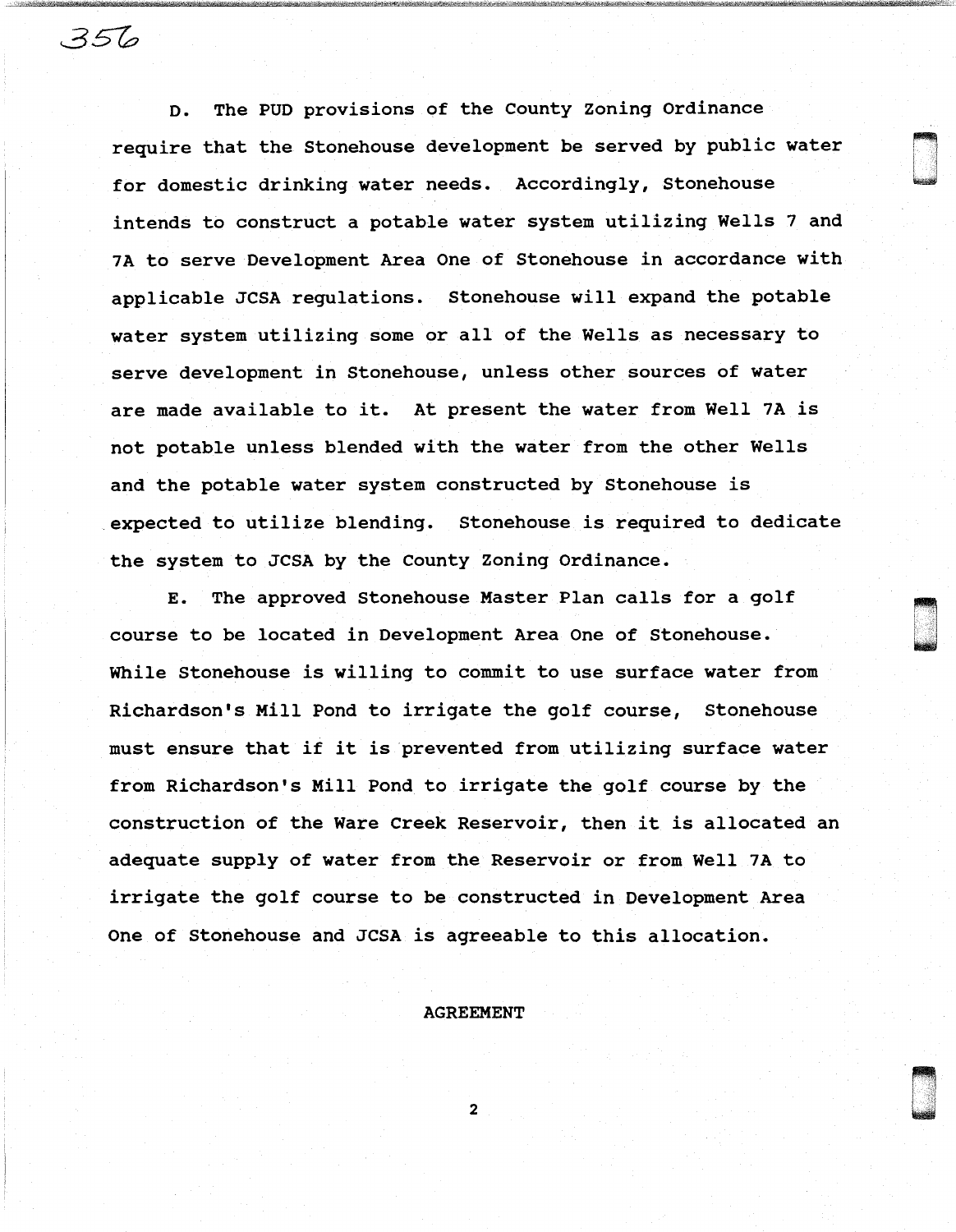D. The PUD provisions of the County Zoning Ordinance require that the Stonehouse development be served by public water for domestic drinking water needs. Accordingly, Stonehouse intends to construct a potable water system utilizing Wells 7 and 7A to serve Development Area One of Stonehouse in accordance with applicable JCSA regulations. Stonehouse will expand the potable water system utilizing some or all of the Wells as necessary to serve development in Stonehouse, unless other sources of water are made available to it. At present the water from Well 7A is not potable unless blended with the water from the other Wells and the potable water system constructed by Stonehouse is expected to utilize blending. Stonehouse is required to dedicate the system to JCSA by the County Zoning Ordinance.

E. The approved Stonehouse Master Plan calls for a golf course to be located in Development Area One of Stonehouse. While Stonehouse is willing to commit to use surface water from Richardson's Mill Pond to irrigate the golf course, Stonehouse must ensure that if it is prevented from utilizing surface water from Richardson's Mill Pond to irrigate the golf course by the construction of the Ware Creek Reservoir, then it is allocated an adequate supply of water from the Reservoir or from Well 7A to irrigate the golf course to be constructed in Development Area One of Stonehouse and JCSA is agreeable to this allocation.

## AGREEMENT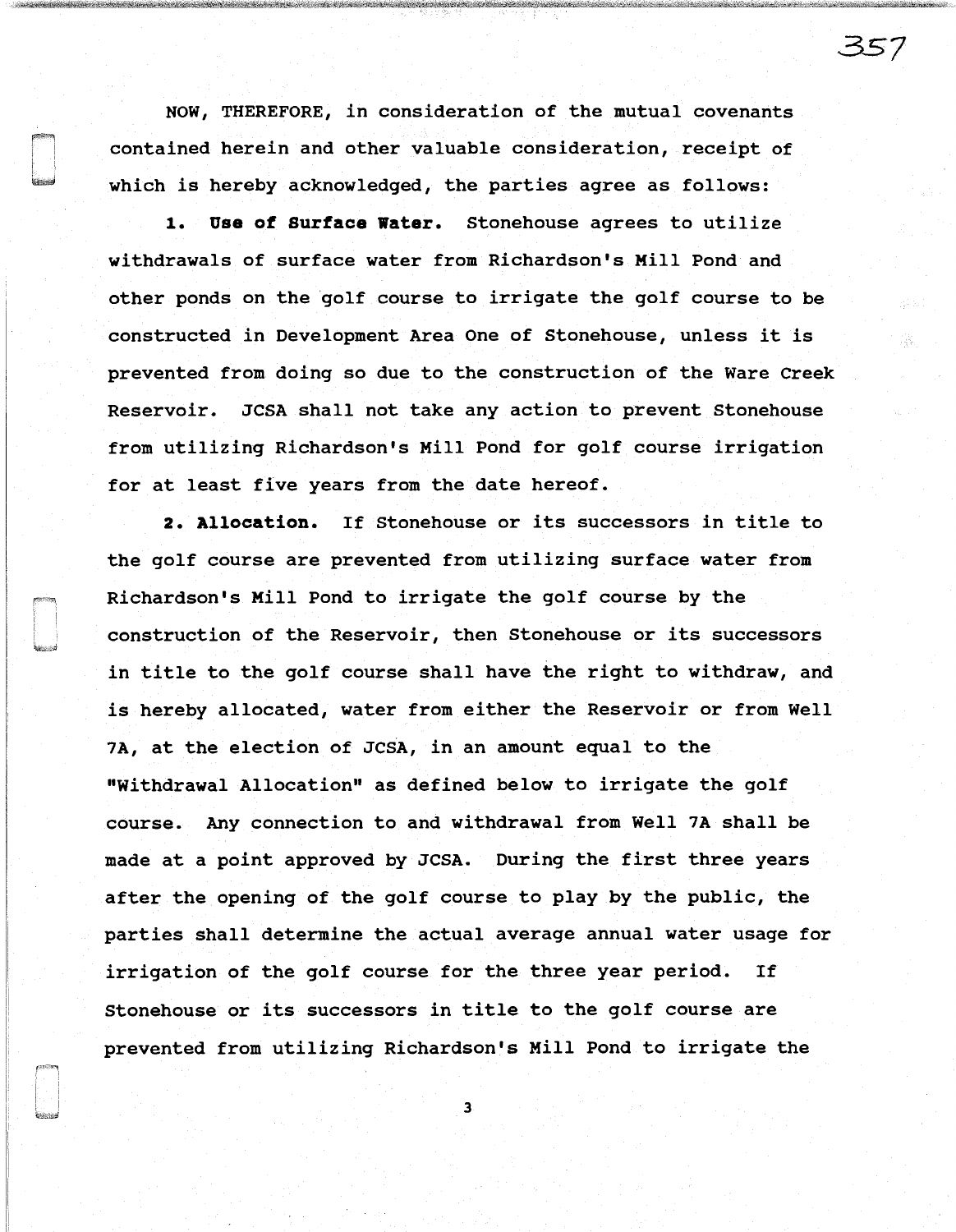NOW, THEREFORE, in consideration of the mutual covenants contained herein and other valuable consideration, receipt of which is hereby acknowledged, the parties agree as follows:

**1. Use of Surface Water.** Stonehouse agrees to utilize withdrawals of surface water from Richardson's Mill Pond and other ponds on the golf course to irrigate the golf course to be constructed in Development Area One of Stonehouse, unless it is prevented from doing so due to the construction of the Ware Creek Reservoir. JCSA shall not take any action to prevent Stonehouse from utilizing Richardson's Mill Pond for golf course irrigation for at least five years from the date hereof.

**2. Allocation.** If Stonehouse or its successors in title to the golf course are prevented from utilizing surface water from Richardson's Mill Pond to irrigate the golf course by the construction of the Reservoir, then Stonehouse or its successors in title to the golf course shall have the right to withdraw, and is hereby allocated, water from either the Reservoir or from Well 7A, at the election of JCSA, in an amount equal to the "Withdrawal Allocation" as defined below to irrigate the golf course. Any connection to and withdrawal from Well 7A shall be made at a point approved by JCSA. During the first three years after the opening of the golf course to play by the public, the parties shall determine the actual average annual water usage for irrigation of the golf course for the three year period. If Stonehouse or its successors in title to the golf course are prevented from utilizing Richardson's Mill Pond to irrigate the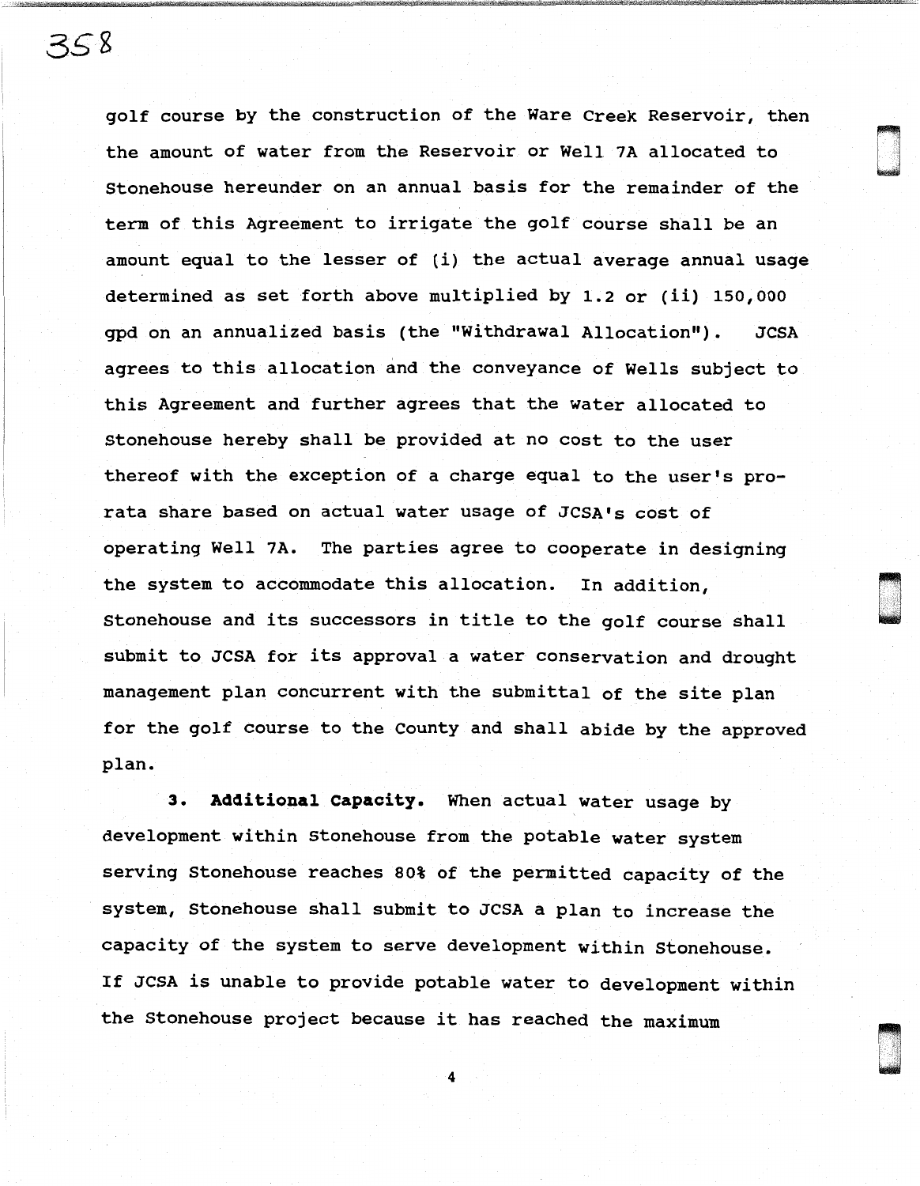golf course by the construction of the Ware Creek Reservoir, then the amount of water from the Reservoir or Well 7A allocated to Stonehouse hereunder on an annual basis for the remainder of the term of this Agreement to irrigate the golf course shall be an amount equal to the lesser of (i) the actual average annual usage determined as set forth above multiplied by 1.2 or (ii) 150,000 gpd on an annualized basis (the "Withdrawal Allocation"). JCSA agrees to this allocation and the conveyance of Wells subject to this Agreement and further agrees that the water allocated to Stonehouse hereby shall be provided at no cost to the user thereof with the exception of a charge equal to the user's pro-rata share based on actual water usage of JCSA's cost of operating Well 7A. The parties agree to cooperate in designing the system to accommodate this allocation. In addition, Stonehouse and its successors in title to the golf course shall submit to JCSA for its approval a water conservation and drought management plan concurrent with the submittal of the site plan for the golf course to the County and shall abide by the approved plan.

**3. Additional Capacity.** When actual water usage by development within Stonehouse from the potable water system serving Stonehouse reaches 80% of the permitted capacity of the system, Stonehouse shall submit to JCSA a plan to increase the capacity of the system to serve development within Stonehouse. If JCSA is unable to provide potable water to development within the Stonehouse project because it has reached the maximum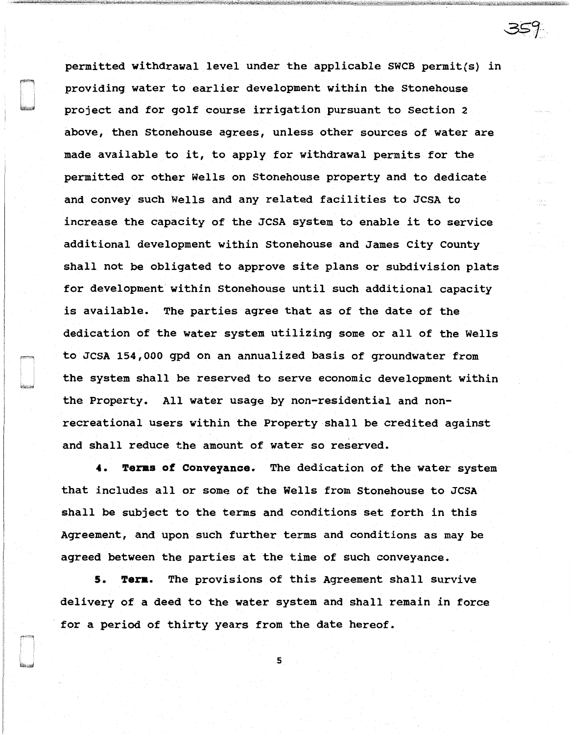permitted withdrawal level under the applicable SWCB permit(s) in providing water to earlier development within the Stonehouse project and for golf course irrigation pursuant to Section 2 above, then Stonehouse agrees, unless other sources of water are made available to it, to apply for withdrawal permits for the permitted or other Wells on Stonehouse property and to dedicate and convey such Wells and any related facilities to JCSA to increase the capacity of the JCSA system to enable it to service additional development within Stonehouse and James City County shall not be obligated to approve site plans or subdivision plats for development within Stonehouse until such additional capacity is available. The parties agree that as of the date of the dedication of the water system utilizing some or all of the Wells to JCSA 154,000 gpd on an annualized basis of groundwater from the system shall be reserved to serve economic development within the Property. All water usage by non-residential and non-recreational users within the Property shall be credited against and shall reduce the amount of water so reserved.

**4. Terms of Conveyance.** The dedication of the water system that includes all or some of the Wells from Stonehouse to JCSA shall be subject to the terms and conditions set forth in this Agreement, and upon such further terms and conditions as may be agreed between the parties at the time of such conveyance.

**5. Term.** The provisions of this Agreement shall survive delivery of a deed to the water system and shall remain in force for a period of thirty years from the date hereof.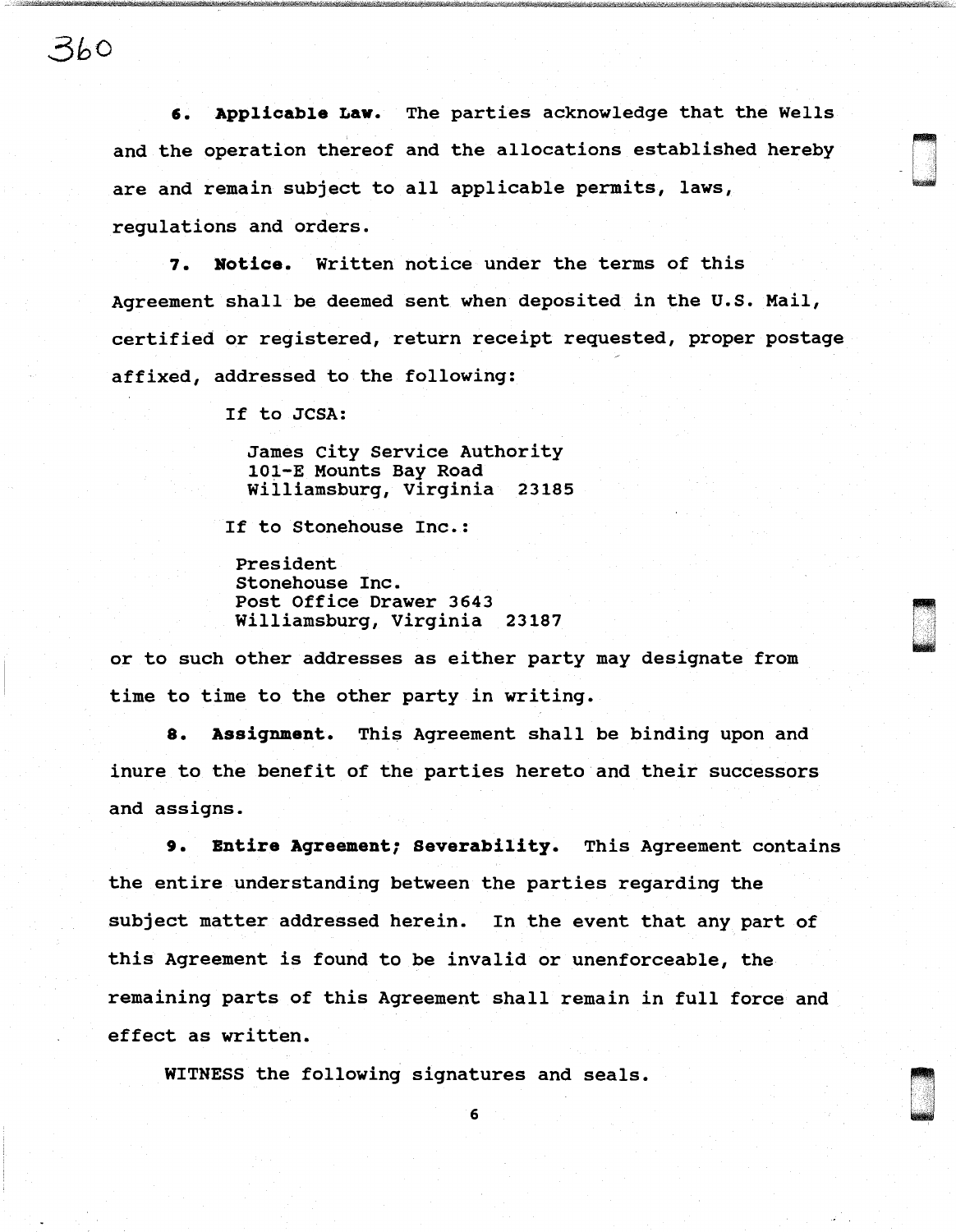**6. Applicable Law.** The parties acknowledge that the Wells and the operation thereof and the allocations established hereby are and remain subject to all applicable permits, laws, regulations and orders.

**7. Notice.** Written notice under the terms of this Agreement shall be deemed sent when deposited in the U.S. Mail, certified or registered, return receipt requested, proper postage affixed, addressed to the following:

If to JCSA:

James City Service Authority
101-E Mounts Bay Road
Williamsburg, Virginia 23185

If to Stonehouse Inc.:

President
Stonehouse Inc.
Post Office Drawer 3643
Williamsburg, Virginia 23187

or to such other addresses as either party may designate from time to time to the other party in writing.

**8. Assignment.** This Agreement shall be binding upon and inure to the benefit of the parties hereto and their successors and assigns.

**9. Entire Agreement; Severability.** This Agreement contains the entire understanding between the parties regarding the subject matter addressed herein. In the event that any part of this Agreement is found to be invalid or unenforceable, the remaining parts of this Agreement shall remain in full force and effect as written.

WITNESS the following signatures and seals.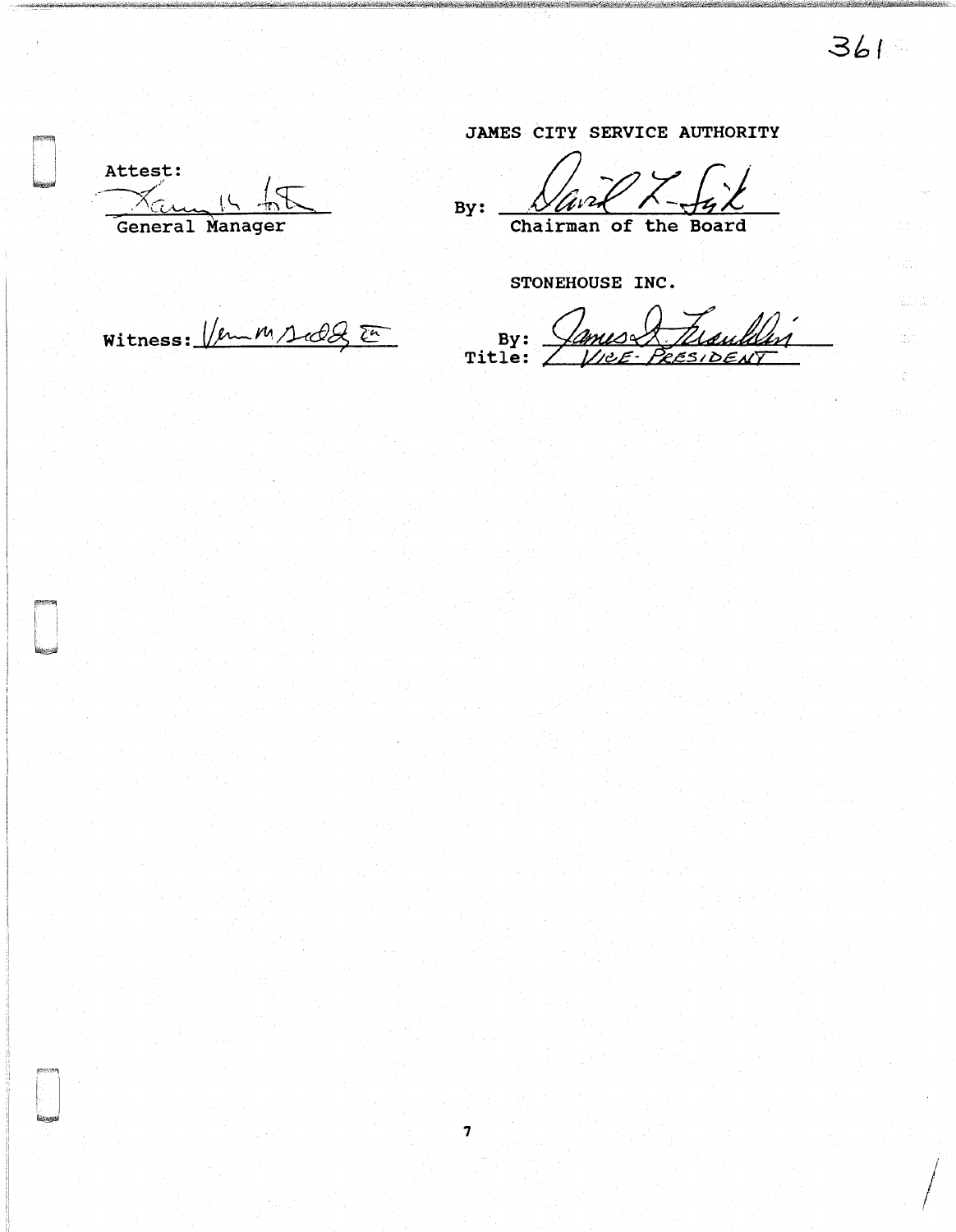JAMES CITY SERVICE AUTHORITY

Attest:

_[signature]_
General Manager

By: _[signature]_
Chairman of the Board

STONEHOUSE INC.

Witness: _[signature]_

By: _[signature]_
Title: VICE-PRESIDENT